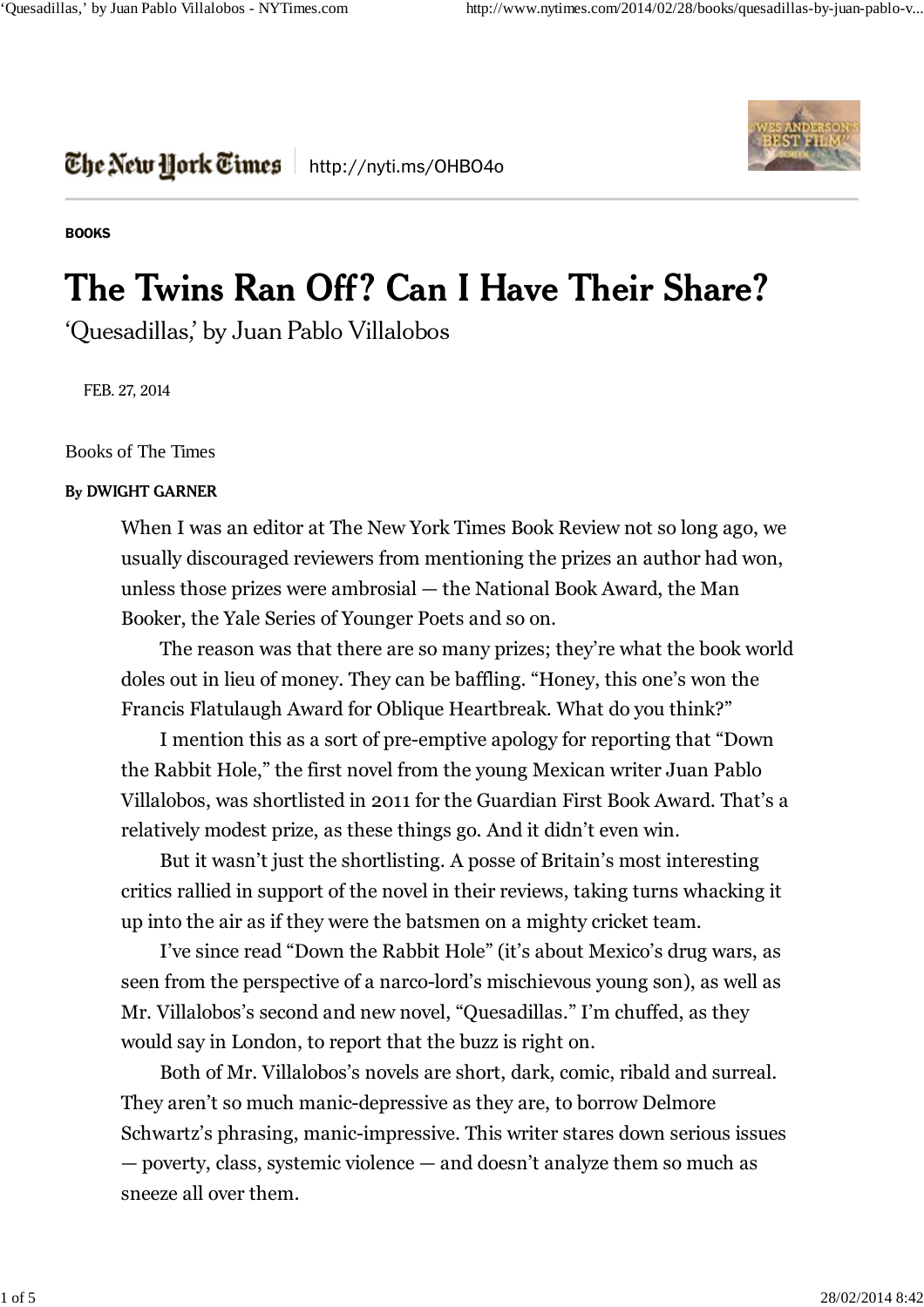The New York Times | http://nyti.ms/OHBO4o

**BOOKS**

# The Twins Ran Off? Can I Have Their Share?

'Quesadillas,' by Juan Pablo Villalobos

FEB. 27, 2014

Books of The Times

**By DWIGHT GARNER**

When I was an editor at The New York Times Book Review not so long ago, we usually discouraged reviewers from mentioning the prizes an author had won, unless those prizes were ambrosial — the National Book Award, the Man Booker, the Yale Series of Younger Poets and so on.

The reason was that there are so many prizes; they're what the book world doles out in lieu of money. They can be baffling. "Honey, this one's won the Francis Flatulaugh Award for Oblique Heartbreak. What do you think?"

I mention this as a sort of pre-emptive apology for reporting that "Down the Rabbit Hole," the first novel from the young Mexican writer Juan Pablo Villalobos, was shortlisted in 2011 for the Guardian First Book Award. That's a relatively modest prize, as these things go. And it didn't even win.

But it wasn't just the shortlisting. A posse of Britain's most interesting critics rallied in support of the novel in their reviews, taking turns whacking it up into the air as if they were the batsmen on a mighty cricket team.

I've since read "Down the Rabbit Hole" (it's about Mexico's drug wars, as seen from the perspective of a narco-lord's mischievous young son), as well as Mr. Villalobos's second and new novel, "Quesadillas." I'm chuffed, as they would say in London, to report that the buzz is right on.

Both of Mr. Villalobos's novels are short, dark, comic, ribald and surreal. They aren't so much manic-depressive as they are, to borrow Delmore Schwartz's phrasing, manic-impressive. This writer stares down serious issues — poverty, class, systemic violence — and doesn't analyze them so much as sneeze all over them.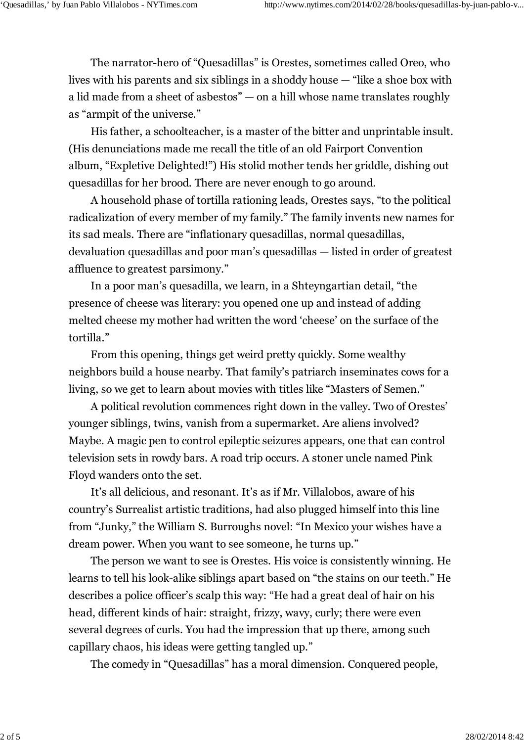The narrator-hero of “Quesadillas” is Orestes, sometimes called Oreo, who lives with his parents and six siblings in a shoddy house — “like a shoe box with a lid made from a sheet of asbestos” — on a hill whose name translates roughly as “armpit of the universe.”

His father, a schoolteacher, is a master of the bitter and unprintable insult. (His denunciations made me recall the title of an old Fairport Convention album, “Expletive Delighted!”) His stolid mother tends her griddle, dishing out quesadillas for her brood. There are never enough to go around.

A household phase of tortilla rationing leads, Orestes says, “to the political radicalization of every member of my family.” The family invents new names for its sad meals. There are “inflationary quesadillas, normal quesadillas, devaluation quesadillas and poor man’s quesadillas — listed in order of greatest affluence to greatest parsimony.”

In a poor man’s quesadilla, we learn, in a Shteyngartian detail, “the presence of cheese was literary: you opened one up and instead of adding melted cheese my mother had written the word ‘cheese’ on the surface of the tortilla.”

From this opening, things get weird pretty quickly. Some wealthy neighbors build a house nearby. That family’s patriarch inseminates cows for a living, so we get to learn about movies with titles like “Masters of Semen.”

A political revolution commences right down in the valley. Two of Orestes’ younger siblings, twins, vanish from a supermarket. Are aliens involved? Maybe. A magic pen to control epileptic seizures appears, one that can control television sets in rowdy bars. A road trip occurs. A stoner uncle named Pink Floyd wanders onto the set.

It’s all delicious, and resonant. It’s as if Mr. Villalobos, aware of his country’s Surrealist artistic traditions, had also plugged himself into this line from “Junky,” the William S. Burroughs novel: “In Mexico your wishes have a dream power. When you want to see someone, he turns up.”

The person we want to see is Orestes. His voice is consistently winning. He learns to tell his look-alike siblings apart based on “the stains on our teeth.” He describes a police officer’s scalp this way: “He had a great deal of hair on his head, different kinds of hair: straight, frizzy, wavy, curly; there were even several degrees of curls. You had the impression that up there, among such capillary chaos, his ideas were getting tangled up.”

The comedy in “Quesadillas” has a moral dimension. Conquered people,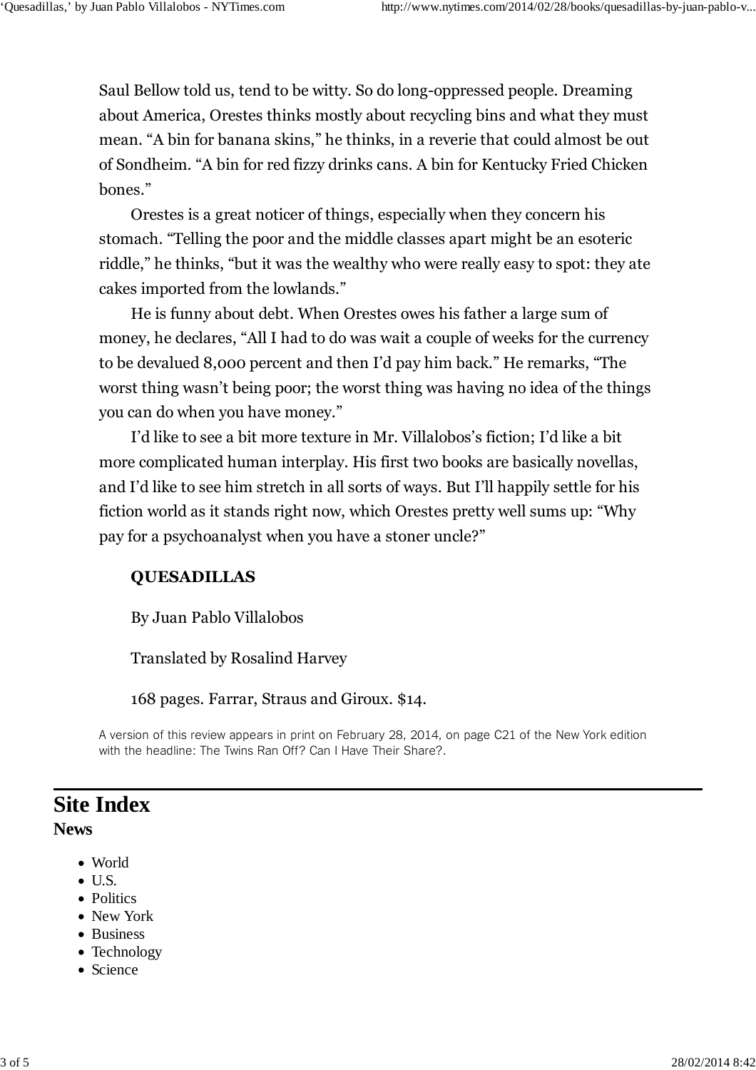Saul Bellow told us, tend to be witty. So do long-oppressed people. Dreaming about America, Orestes thinks mostly about recycling bins and what they must mean. “A bin for banana skins,” he thinks, in a reverie that could almost be out of Sondheim. “A bin for red fizzy drinks cans. A bin for Kentucky Fried Chicken bones.”

Orestes is a great noticer of things, especially when they concern his stomach. “Telling the poor and the middle classes apart might be an esoteric riddle,” he thinks, “but it was the wealthy who were really easy to spot: they ate cakes imported from the lowlands.”

He is funny about debt. When Orestes owes his father a large sum of money, he declares, “All I had to do was wait a couple of weeks for the currency to be devalued 8,000 percent and then I’d pay him back.” He remarks, “The worst thing wasn’t being poor; the worst thing was having no idea of the things you can do when you have money.”

I’d like to see a bit more texture in Mr. Villalobos’s fiction; I’d like a bit more complicated human interplay. His first two books are basically novellas, and I’d like to see him stretch in all sorts of ways. But I’ll happily settle for his fiction world as it stands right now, which Orestes pretty well sums up: “Why pay for a psychoanalyst when you have a stoner uncle?”

**QUESADILLAS**

By Juan Pablo Villalobos

Translated by Rosalind Harvey

168 pages. Farrar, Straus and Giroux. $14.

A version of this review appears in print on February 28, 2014, on page C21 of the New York edition with the headline: The Twins Ran Off? Can I Have Their Share?.

# Site Index

## News

- World
- U.S.
- Politics
- New York
- Business
- Technology
- Science